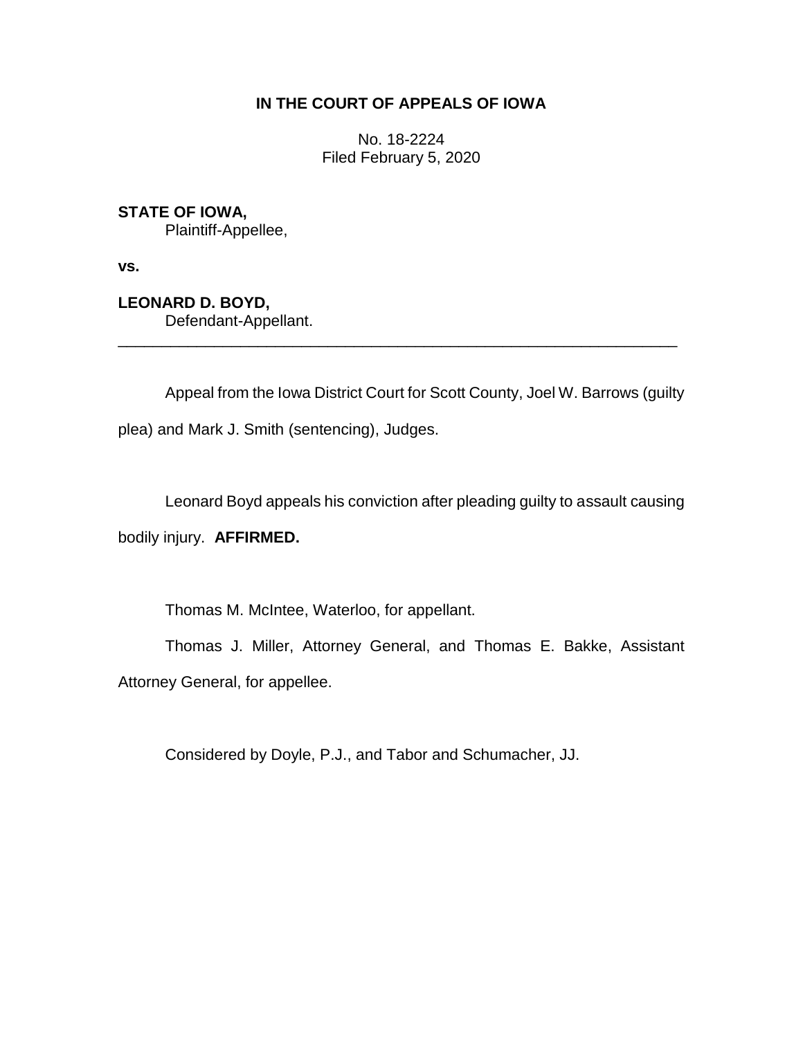**IN THE COURT OF APPEALS OF IOWA**

No. 18-2224
Filed February 5, 2020

**STATE OF IOWA,**
Plaintiff-Appellee,

**vs.**

**LEONARD D. BOYD,**
Defendant-Appellant.

---

Appeal from the Iowa District Court for Scott County, Joel W. Barrows (guilty plea) and Mark J. Smith (sentencing), Judges.

Leonard Boyd appeals his conviction after pleading guilty to assault causing bodily injury. **AFFIRMED.**

Thomas M. McIntee, Waterloo, for appellant.

Thomas J. Miller, Attorney General, and Thomas E. Bakke, Assistant Attorney General, for appellee.

Considered by Doyle, P.J., and Tabor and Schumacher, JJ.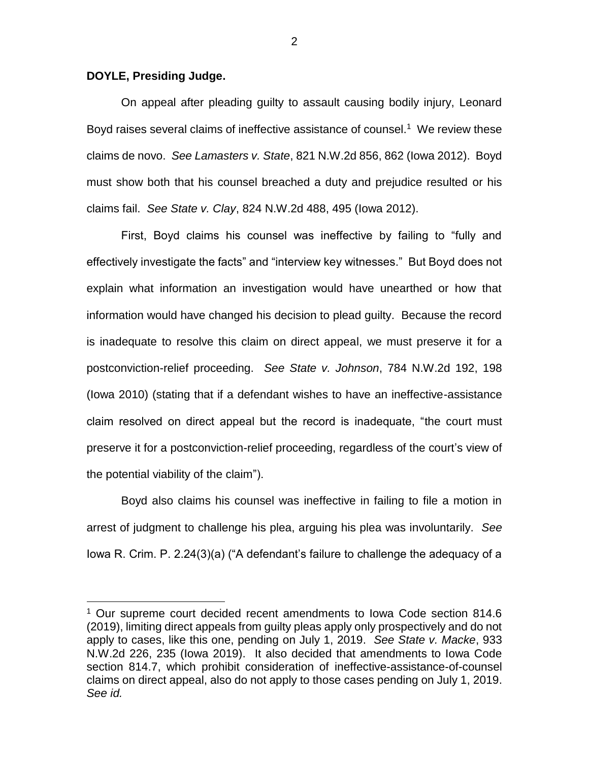**DOYLE, Presiding Judge.**

On appeal after pleading guilty to assault causing bodily injury, Leonard Boyd raises several claims of ineffective assistance of counsel.[1] We review these claims de novo. *See Lamasters v. State*, 821 N.W.2d 856, 862 (Iowa 2012). Boyd must show both that his counsel breached a duty and prejudice resulted or his claims fail. *See State v. Clay*, 824 N.W.2d 488, 495 (Iowa 2012).

First, Boyd claims his counsel was ineffective by failing to "fully and effectively investigate the facts" and "interview key witnesses." But Boyd does not explain what information an investigation would have unearthed or how that information would have changed his decision to plead guilty. Because the record is inadequate to resolve this claim on direct appeal, we must preserve it for a postconviction-relief proceeding. *See State v. Johnson*, 784 N.W.2d 192, 198 (Iowa 2010) (stating that if a defendant wishes to have an ineffective-assistance claim resolved on direct appeal but the record is inadequate, "the court must preserve it for a postconviction-relief proceeding, regardless of the court's view of the potential viability of the claim").

Boyd also claims his counsel was ineffective in failing to file a motion in arrest of judgment to challenge his plea, arguing his plea was involuntarily. *See* Iowa R. Crim. P. 2.24(3)(a) ("A defendant's failure to challenge the adequacy of a

---

[1] Our supreme court decided recent amendments to Iowa Code section 814.6 (2019), limiting direct appeals from guilty pleas apply only prospectively and do not apply to cases, like this one, pending on July 1, 2019. *See State v. Macke*, 933 N.W.2d 226, 235 (Iowa 2019). It also decided that amendments to Iowa Code section 814.7, which prohibit consideration of ineffective-assistance-of-counsel claims on direct appeal, also do not apply to those cases pending on July 1, 2019. *See id.*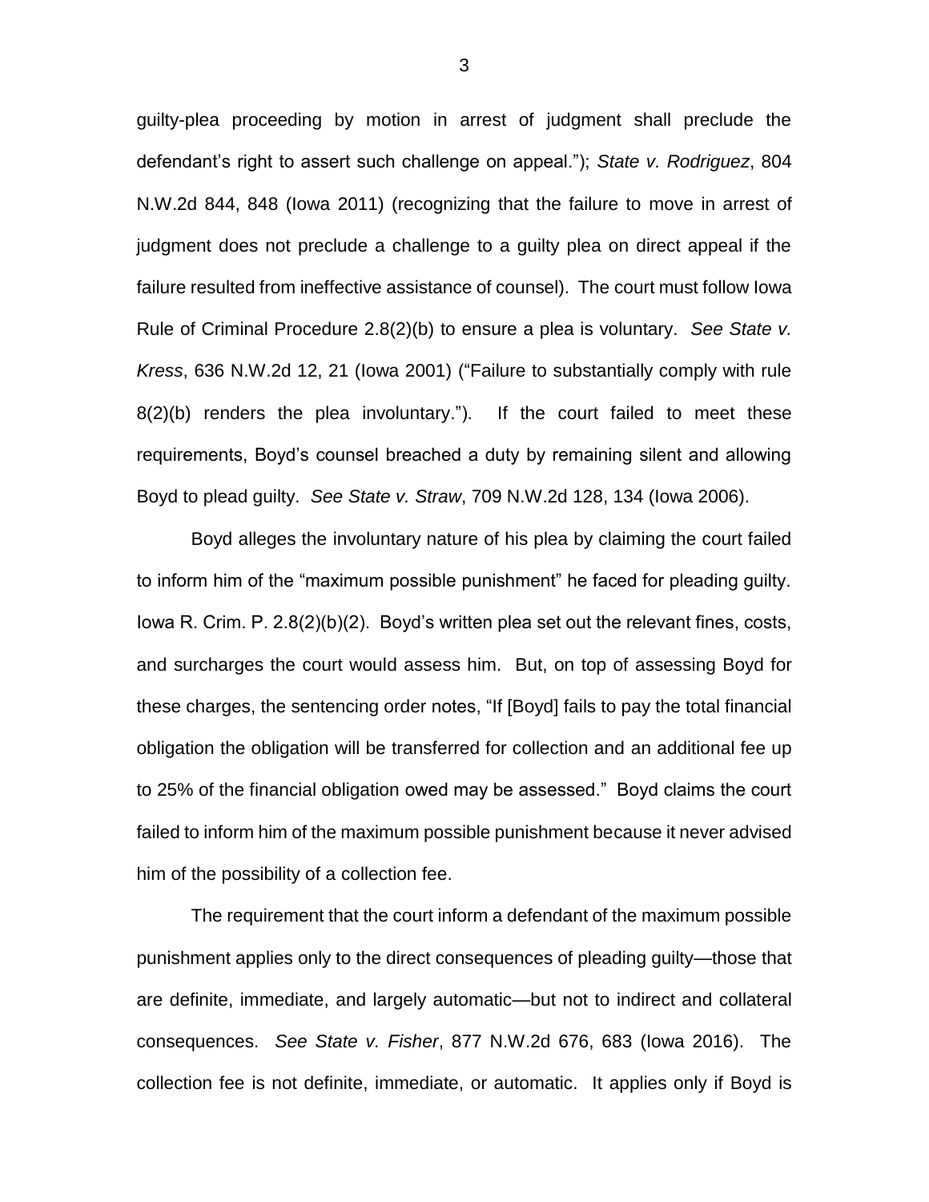guilty-plea proceeding by motion in arrest of judgment shall preclude the defendant's right to assert such challenge on appeal."); *State v. Rodriguez*, 804 N.W.2d 844, 848 (Iowa 2011) (recognizing that the failure to move in arrest of judgment does not preclude a challenge to a guilty plea on direct appeal if the failure resulted from ineffective assistance of counsel). The court must follow Iowa Rule of Criminal Procedure 2.8(2)(b) to ensure a plea is voluntary. *See State v. Kress*, 636 N.W.2d 12, 21 (Iowa 2001) ("Failure to substantially comply with rule 8(2)(b) renders the plea involuntary."). If the court failed to meet these requirements, Boyd's counsel breached a duty by remaining silent and allowing Boyd to plead guilty. *See State v. Straw*, 709 N.W.2d 128, 134 (Iowa 2006).

Boyd alleges the involuntary nature of his plea by claiming the court failed to inform him of the "maximum possible punishment" he faced for pleading guilty. Iowa R. Crim. P. 2.8(2)(b)(2). Boyd's written plea set out the relevant fines, costs, and surcharges the court would assess him. But, on top of assessing Boyd for these charges, the sentencing order notes, "If [Boyd] fails to pay the total financial obligation the obligation will be transferred for collection and an additional fee up to 25% of the financial obligation owed may be assessed." Boyd claims the court failed to inform him of the maximum possible punishment because it never advised him of the possibility of a collection fee.

The requirement that the court inform a defendant of the maximum possible punishment applies only to the direct consequences of pleading guilty—those that are definite, immediate, and largely automatic—but not to indirect and collateral consequences. *See State v. Fisher*, 877 N.W.2d 676, 683 (Iowa 2016). The collection fee is not definite, immediate, or automatic. It applies only if Boyd is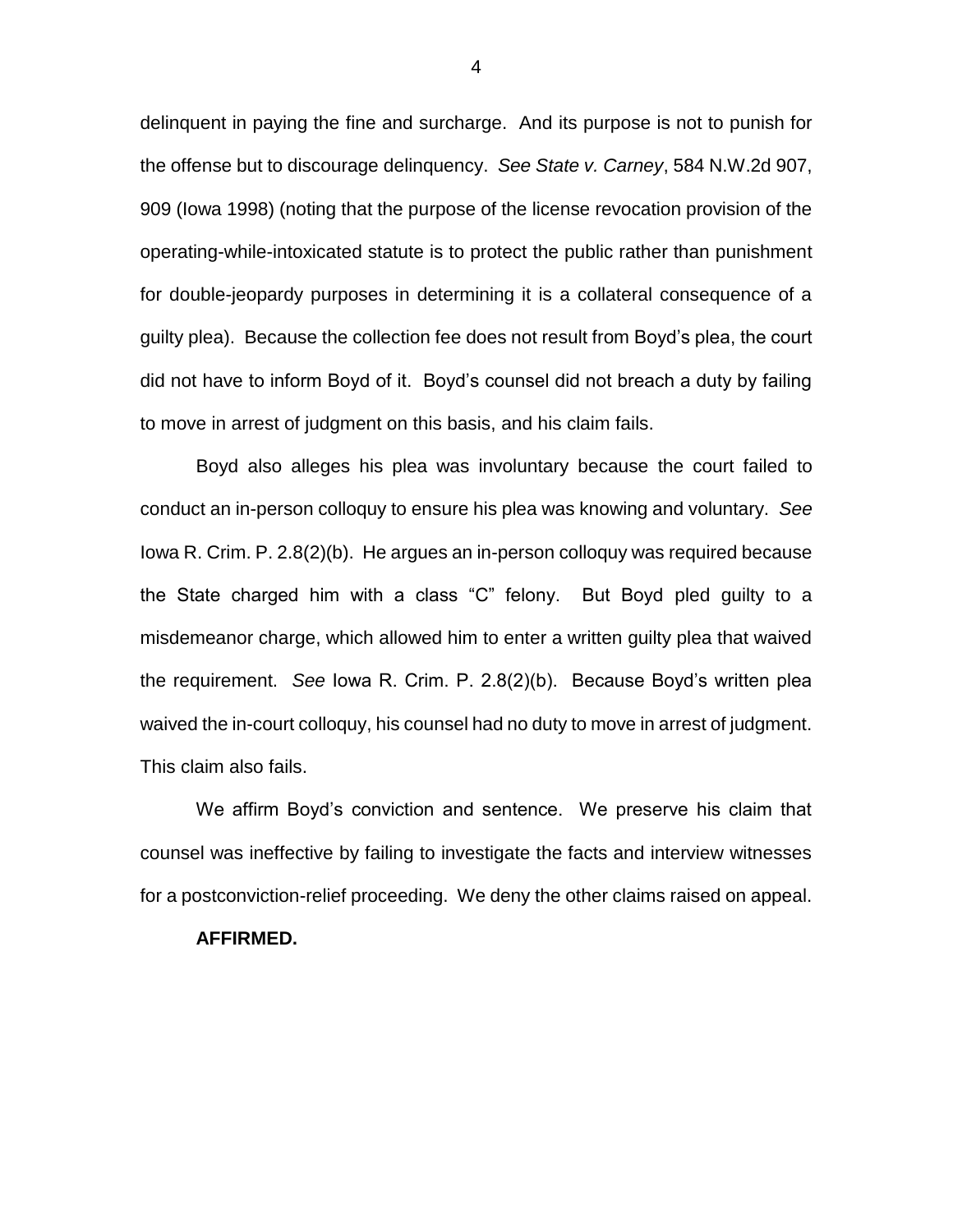delinquent in paying the fine and surcharge. And its purpose is not to punish for the offense but to discourage delinquency. *See State v. Carney*, 584 N.W.2d 907, 909 (Iowa 1998) (noting that the purpose of the license revocation provision of the operating-while-intoxicated statute is to protect the public rather than punishment for double-jeopardy purposes in determining it is a collateral consequence of a guilty plea). Because the collection fee does not result from Boyd's plea, the court did not have to inform Boyd of it. Boyd's counsel did not breach a duty by failing to move in arrest of judgment on this basis, and his claim fails.

Boyd also alleges his plea was involuntary because the court failed to conduct an in-person colloquy to ensure his plea was knowing and voluntary. *See* Iowa R. Crim. P. 2.8(2)(b). He argues an in-person colloquy was required because the State charged him with a class "C" felony. But Boyd pled guilty to a misdemeanor charge, which allowed him to enter a written guilty plea that waived the requirement. *See* Iowa R. Crim. P. 2.8(2)(b). Because Boyd's written plea waived the in-court colloquy, his counsel had no duty to move in arrest of judgment. This claim also fails.

We affirm Boyd's conviction and sentence. We preserve his claim that counsel was ineffective by failing to investigate the facts and interview witnesses for a postconviction-relief proceeding. We deny the other claims raised on appeal.

**AFFIRMED.**